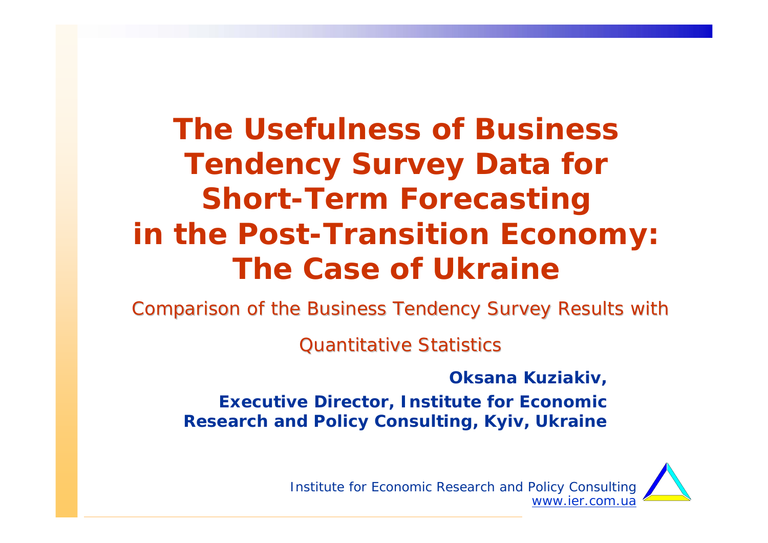# The Usefulness of Business Tendency Survey Data for Short-Term Forecasting in the Post-Transition Economy: The Case of Ukraine

## Comparison of the Business Tendency Survey Results with Quantitative Statistics

**Oksana Kuziakiv,**

**Executive Director, Institute for Economic Research and Policy Consulting, Kyiv, Ukraine**

*Institute for Economic Research and Policy Consulting*
www.ier.com.ua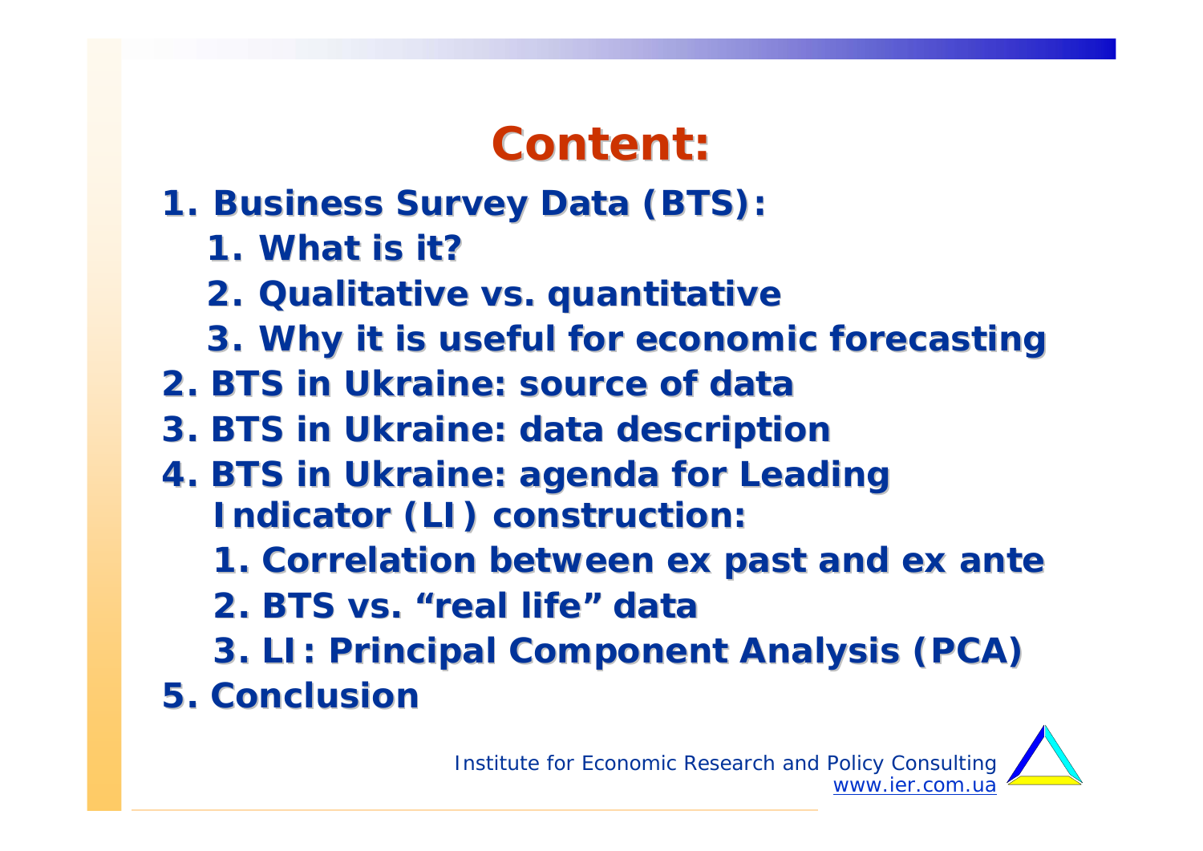# Content:

1. Business Survey Data (BTS):
   1. What is it?
   2. Qualitative vs. quantitative
   3. Why it is useful for economic forecasting
2. BTS in Ukraine: source of data
3. BTS in Ukraine: data description
4. BTS in Ukraine: agenda for Leading Indicator (LI) construction:
   1. Correlation between ex past and ex ante
   2. BTS vs. "real life" data
   3. LI: Principal Component Analysis (PCA)
5. Conclusion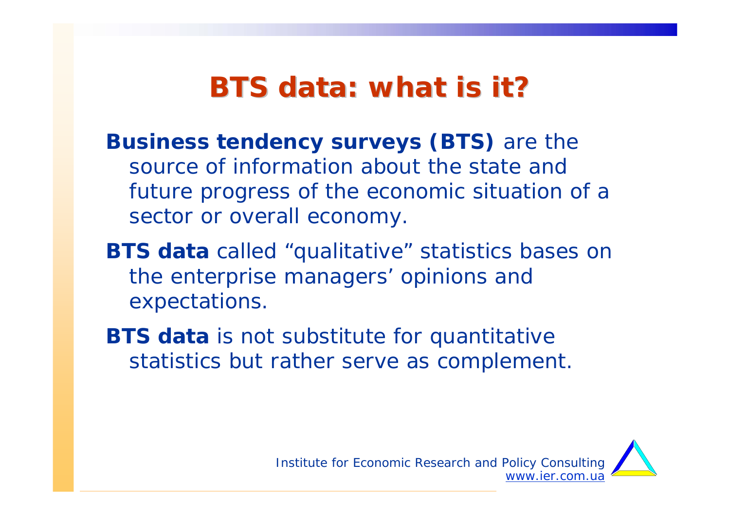# BTS data: what is it?

**Business tendency surveys (BTS)** are the source of information about the state and future progress of the economic situation of a sector or overall economy.

**BTS data** called “qualitative” statistics bases on the enterprise managers’ opinions and expectations.

**BTS data** is not substitute for quantitative statistics but rather serve as complement.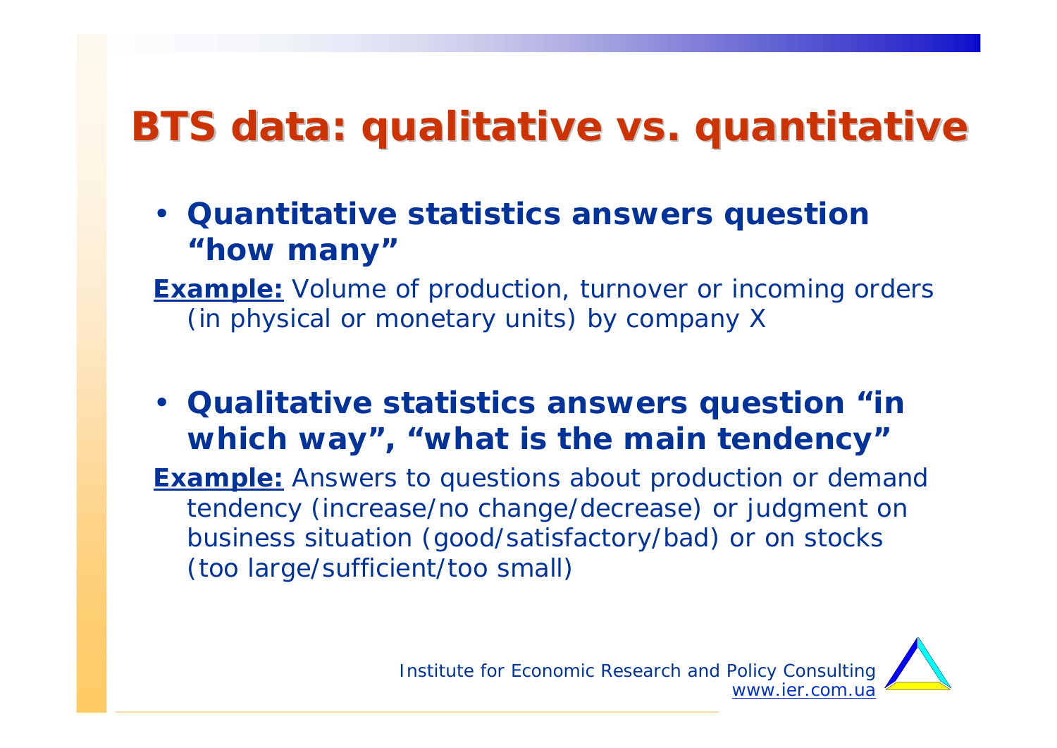# BTS data: qualitative vs. quantitative

- **Quantitative statistics answers question "how many"**

**Example:** *Volume of production, turnover or incoming orders (in physical or monetary units) by company X*

- **Qualitative statistics answers question "in which way", "what is the main tendency"**

**Example:** *Answers to questions about production or demand tendency (increase/no change/decrease) or judgment on business situation (good/satisfactory/bad) or on stocks (too large/sufficient/too small)*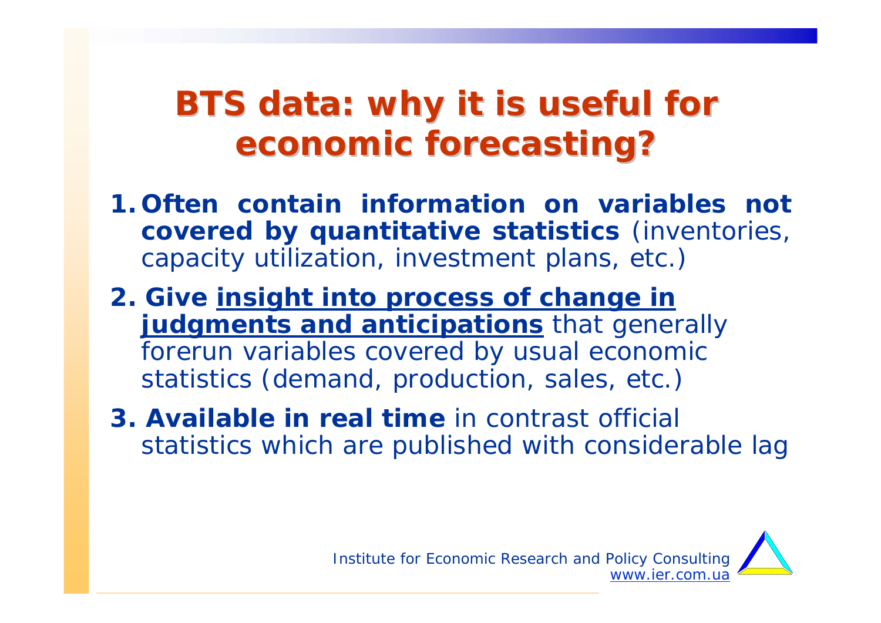# BTS data: why it is useful for economic forecasting?

1. **Often contain information on variables not covered by quantitative statistics** (inventories, capacity utilization, investment plans, etc.)
2. **Give insight into process of change in judgments and anticipations** that generally forerun variables covered by usual economic statistics (demand, production, sales, etc.)
3. **Available in real time** in contrast official statistics which are published with considerable lag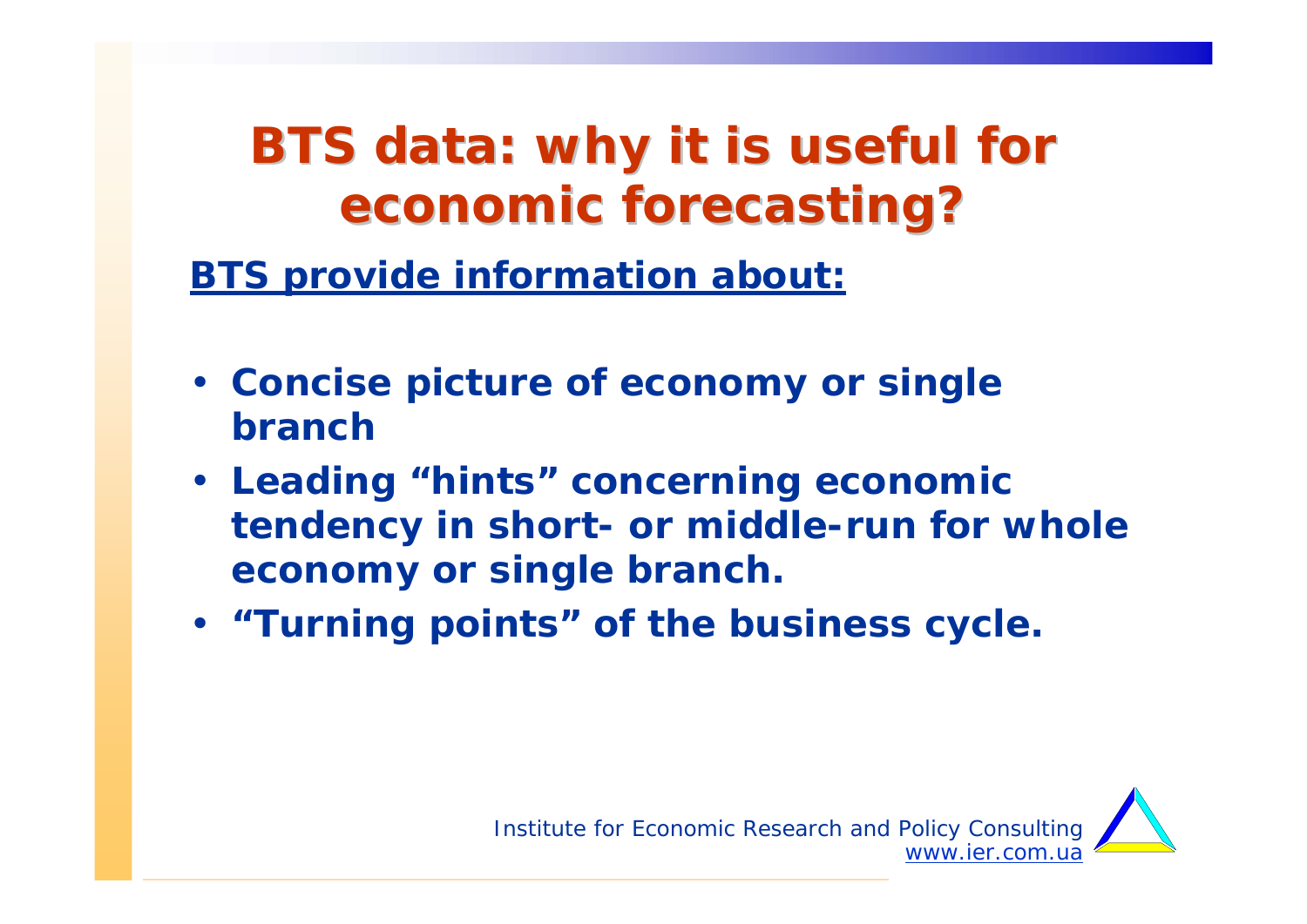# BTS data: why it is useful for economic forecasting?

**BTS provide information about:**

- **Concise picture of economy or single branch**
- **Leading “hints” concerning economic tendency in short- or middle-run for whole economy or single branch.**
- **“Turning points” of the business cycle.**

*Institute for Economic Research and Policy Consulting*
*www.ier.com.ua*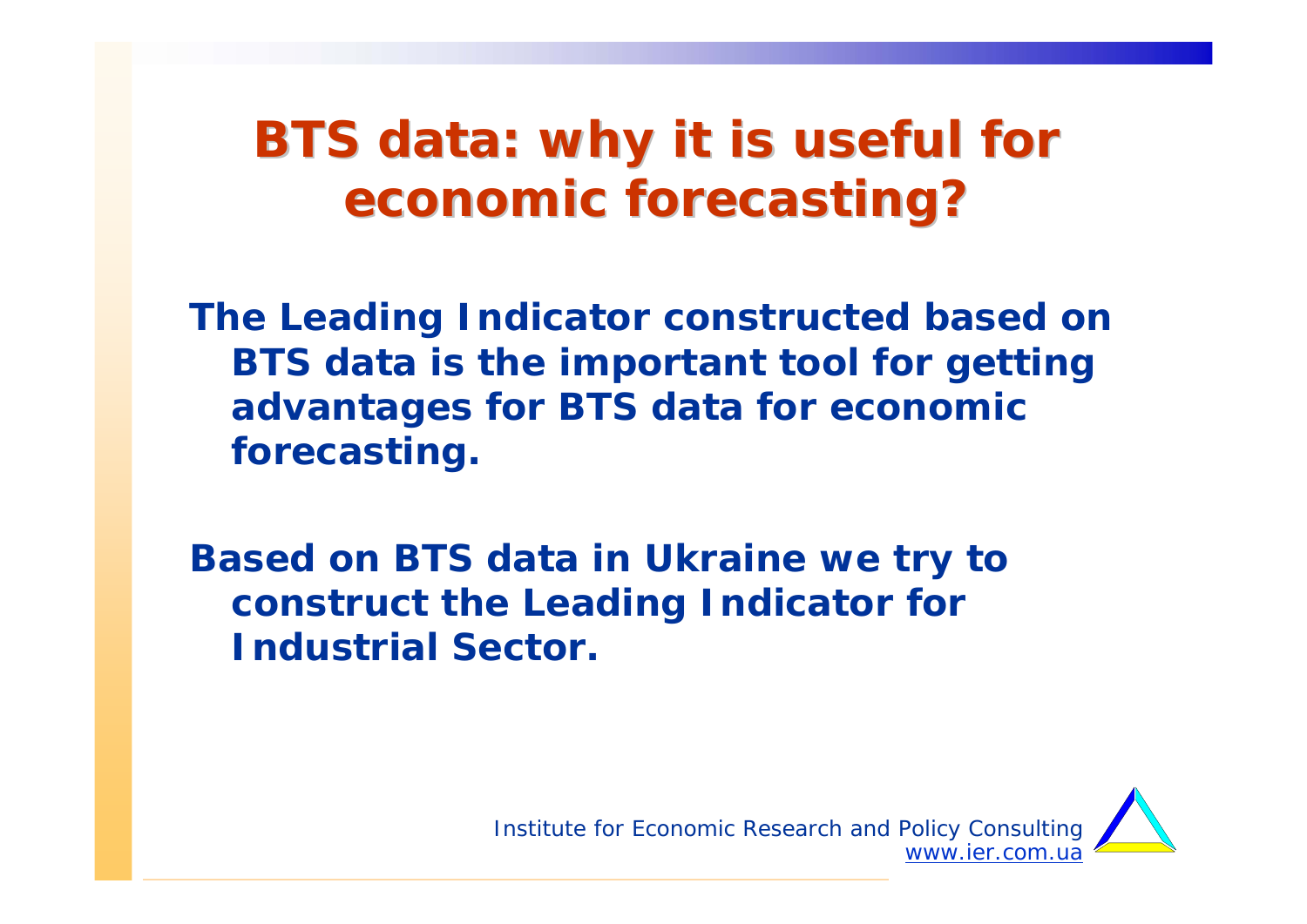# BTS data: why it is useful for economic forecasting?

**The Leading Indicator constructed based on BTS data is the important tool for getting advantages for BTS data for economic forecasting.**

**Based on BTS data in Ukraine we try to construct the Leading Indicator for Industrial Sector.**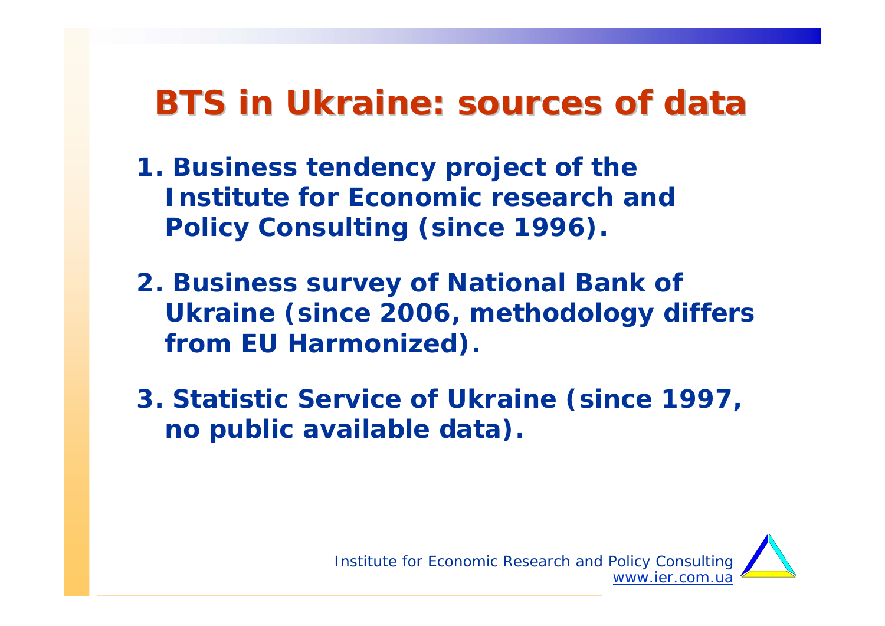# BTS in Ukraine: sources of data

1. **Business tendency project of the Institute for Economic research and Policy Consulting (since 1996).**

2. **Business survey of National Bank of Ukraine (since 2006, methodology differs from EU Harmonized).**

3. **Statistic Service of Ukraine (since 1997, no public available data).**

*Institute for Economic Research and Policy Consulting*
*www.ier.com.ua*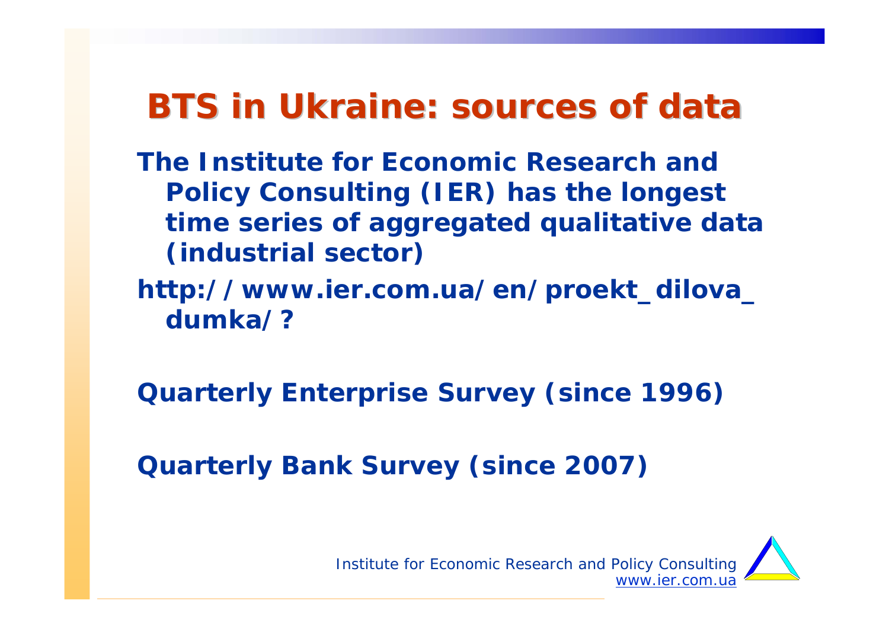# BTS in Ukraine: sources of data

**The Institute for Economic Research and Policy Consulting (IER) has the longest time series of aggregated qualitative data (industrial sector)**

**http://www.ier.com.ua/en/proekt_dilova_dumka/?**

**Quarterly Enterprise Survey (since 1996)**

**Quarterly Bank Survey (since 2007)**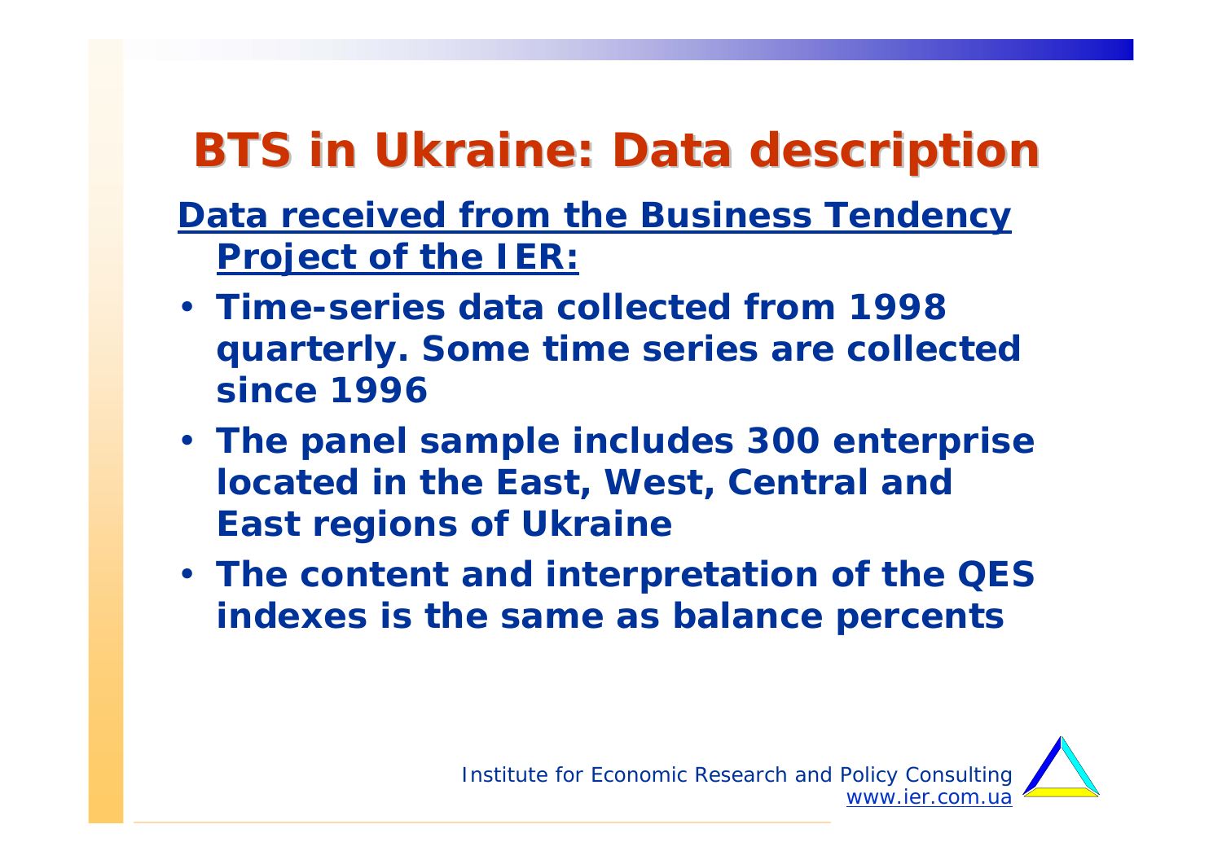# BTS in Ukraine: Data description

**Data received from the Business Tendency Project of the IER:**

- **Time-series data collected from 1998 quarterly. Some time series are collected since 1996**
- **The panel sample includes 300 enterprise located in the East, West, Central and East regions of Ukraine**
- **The content and interpretation of the QES indexes is the same as balance percents**

*Institute for Economic Research and Policy Consulting*
www.ier.com.ua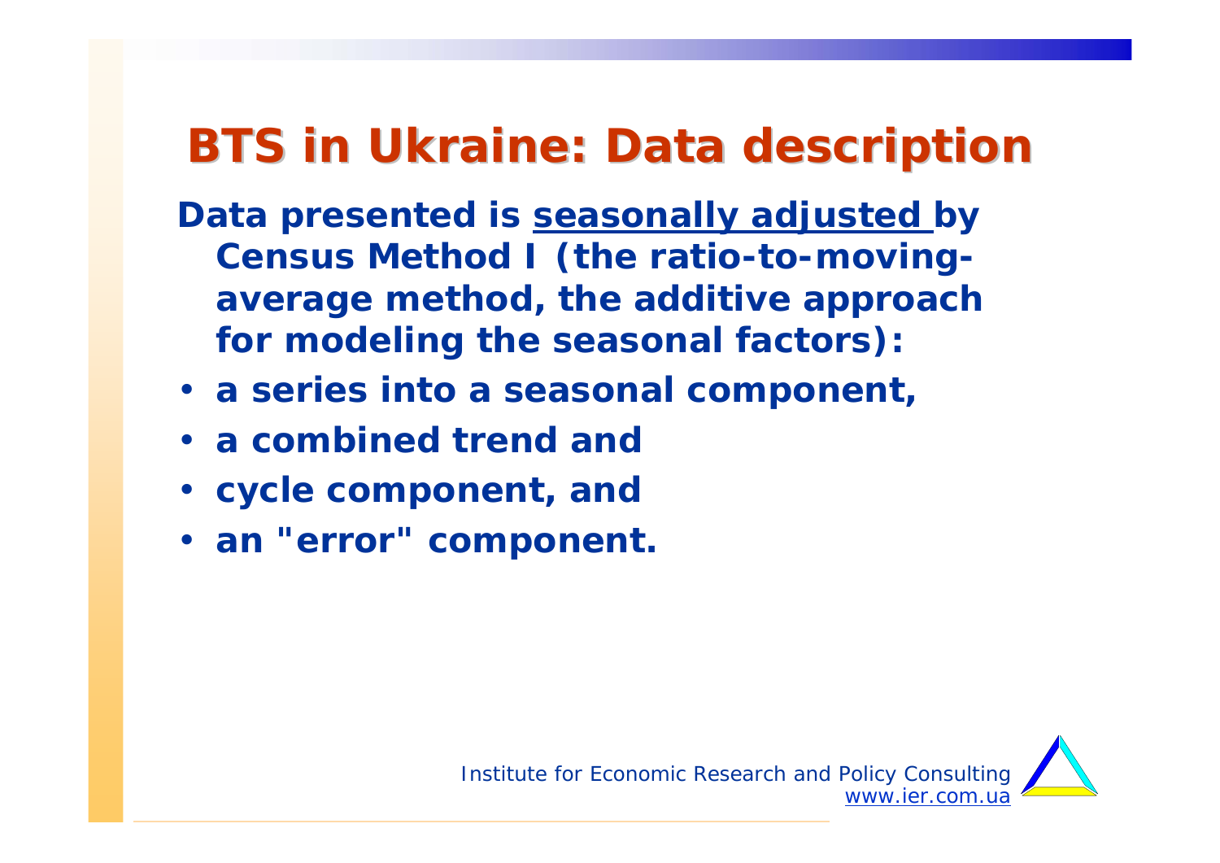# BTS in Ukraine: Data description

**Data presented is <u>seasonally adjusted</u> by Census Method I (the ratio-to-moving-average method, the additive approach for modeling the seasonal factors):**

- **a series into a seasonal component,**
- **a combined trend and**
- **cycle component, and**
- **an "error" component.**

*Institute for Economic Research and Policy Consulting*
*www.ier.com.ua*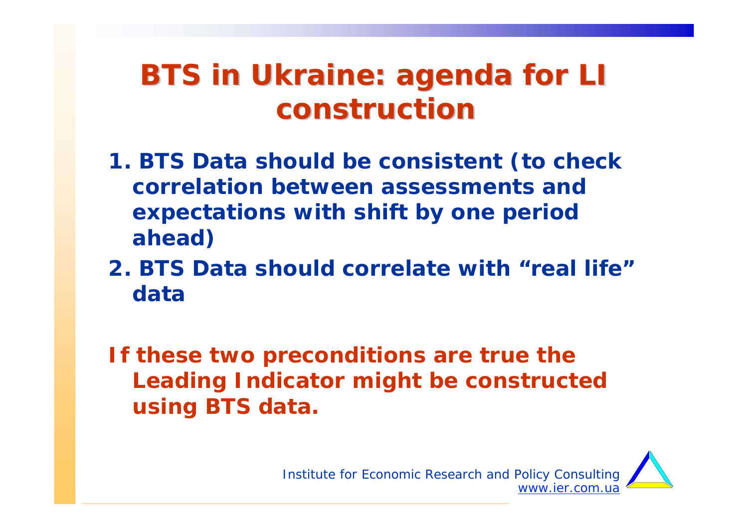# BTS in Ukraine: agenda for LI construction

1. **BTS Data should be consistent (to check correlation between assessments and expectations with shift by one period ahead)**
2. **BTS Data should correlate with "real life" data**

**If these two preconditions are true the Leading Indicator might be constructed using BTS data.**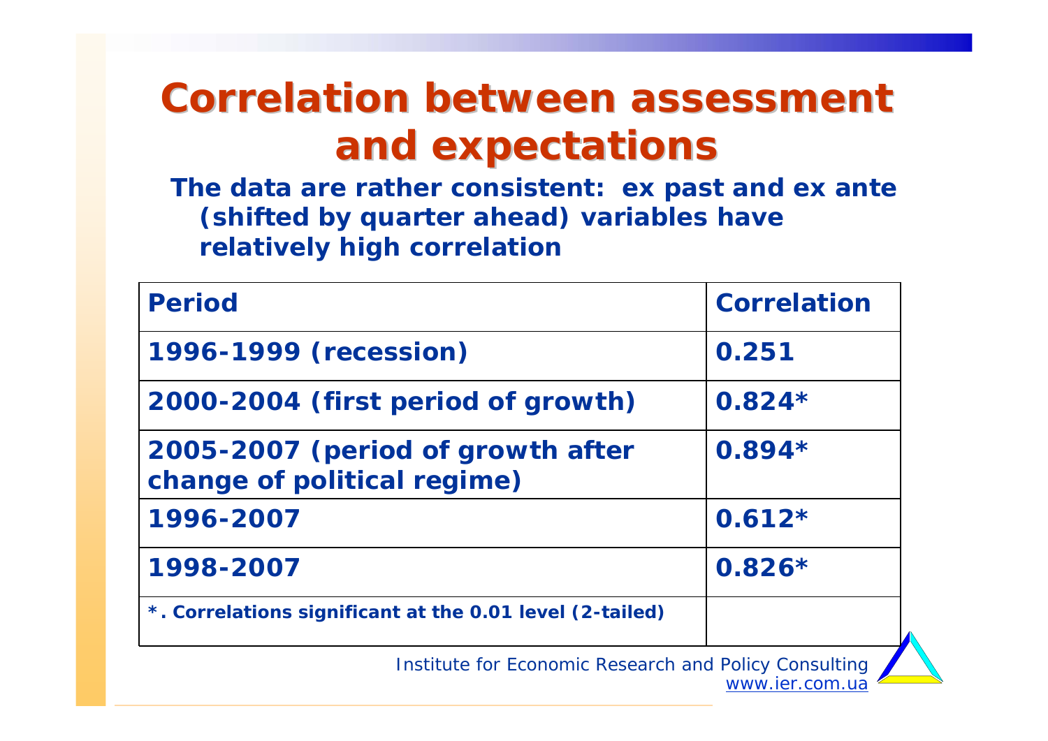# Correlation between assessment and expectations

**The data are rather consistent: ex past and ex ante (shifted by quarter ahead) variables have relatively high correlation**

| Period | Correlation |
|---|---|
| 1996-1999 (recession) | 0.251 |
| 2000-2004 (first period of growth) | 0.824* |
| 2005-2007 (period of growth after change of political regime) | 0.894* |
| 1996-2007 | 0.612* |
| 1998-2007 | 0.826* |
| *. Correlations significant at the 0.01 level (2-tailed) | |

*Institute for Economic Research and Policy Consulting*
www.ier.com.ua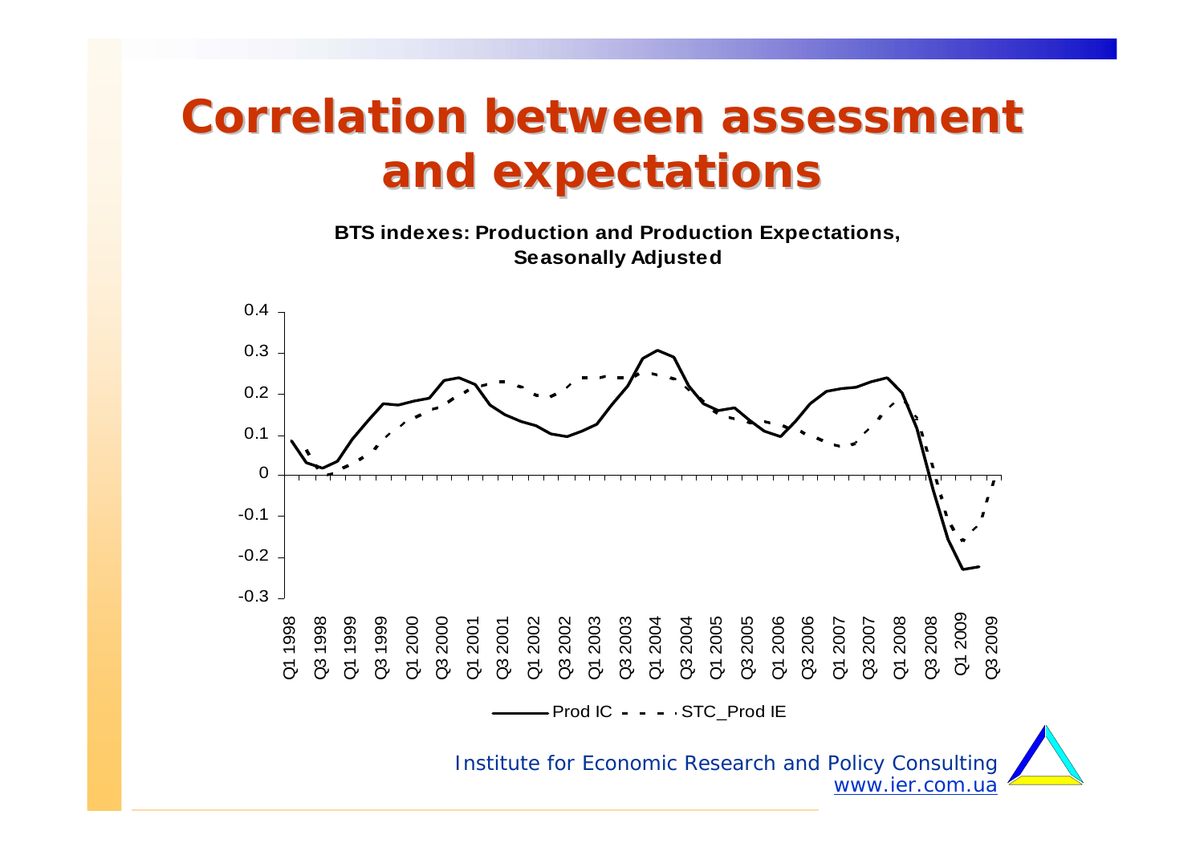# Correlation between assessment and expectations

**BTS indexes: Production and Production Expectations, Seasonally Adjusted**

Prod IC - - - STC_Prod IE

Institute for Economic Research and Policy Consulting
www.ier.com.ua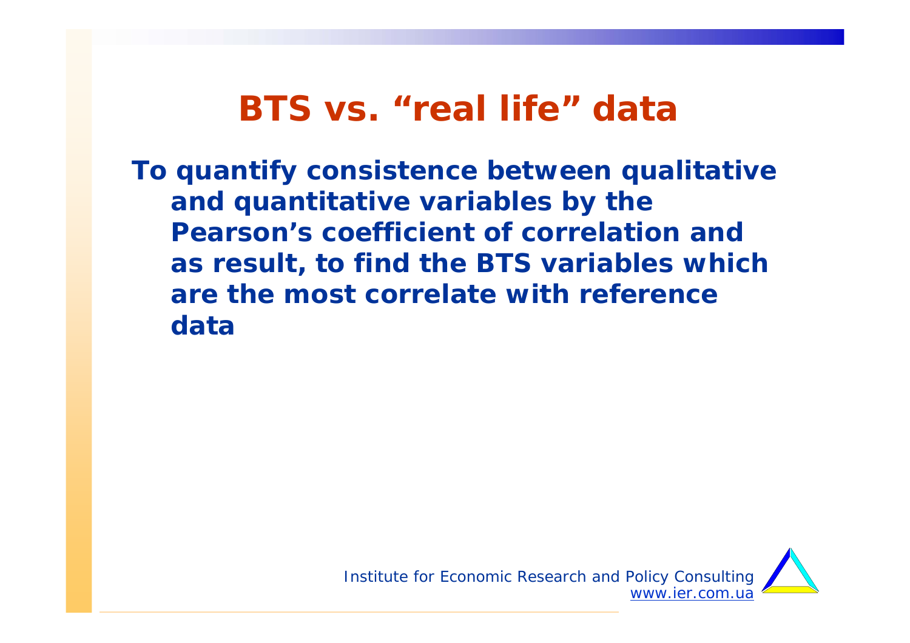# BTS vs. “real life” data

**To quantify consistence between qualitative and quantitative variables by the Pearson’s coefficient of correlation and as result, to find the BTS variables which are the most correlate with reference data**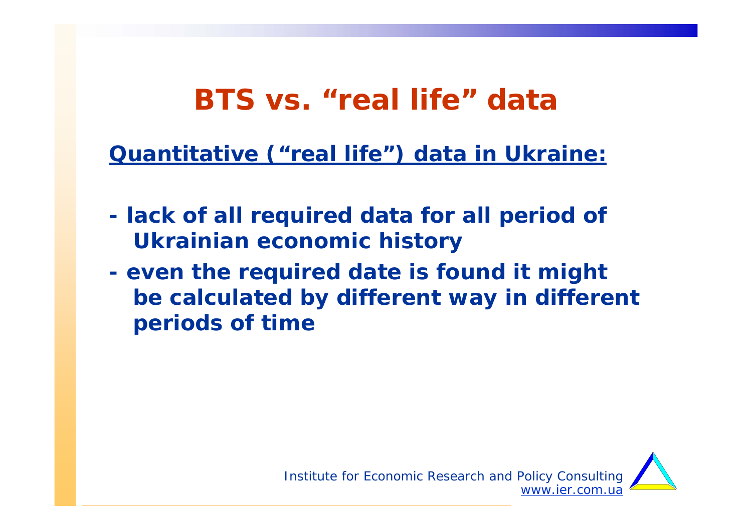# BTS vs. "real life" data

**Quantitative ("real life") data in Ukraine:**

- **lack of all required data for all period of Ukrainian economic history**
- **even the required date is found it might be calculated by different way in different periods of time**

*Institute for Economic Research and Policy Consulting*
*www.ier.com.ua*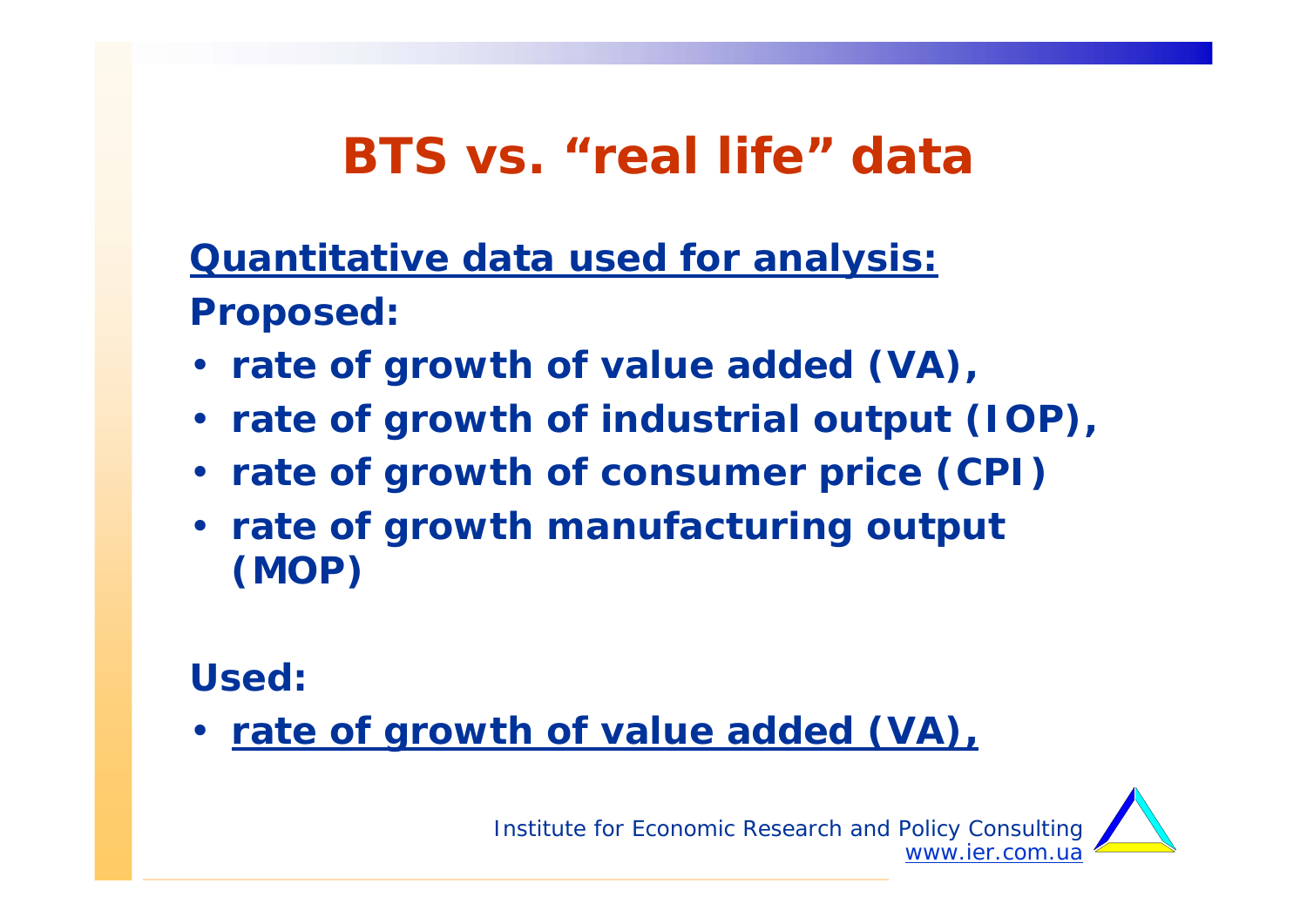# BTS vs. "real life" data

**Quantitative data used for analysis:**

**Proposed:**

- **rate of growth of value added (VA),**
- **rate of growth of industrial output (IOP),**
- **rate of growth of consumer price (CPI)**
- **rate of growth manufacturing output (MOP)**

**Used:**

- **rate of growth of value added (VA),**

*Institute for Economic Research and Policy Consulting*
www.ier.com.ua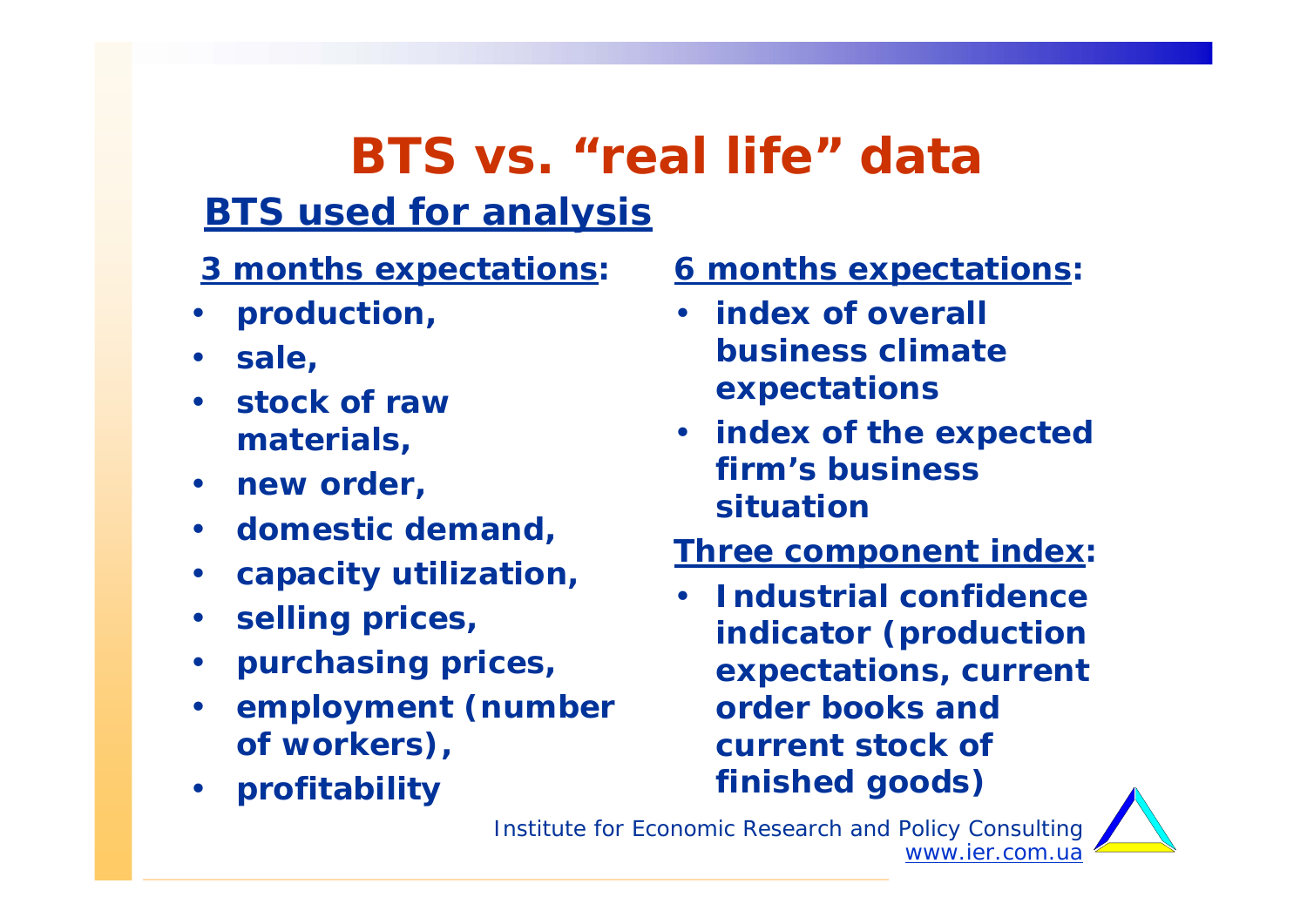# BTS vs. "real life" data

## BTS used for analysis

**3 months expectations:**

- **production,**
- **sale,**
- **stock of raw materials,**
- **new order,**
- **domestic demand,**
- **capacity utilization,**
- **selling prices,**
- **purchasing prices,**
- **employment (number of workers),**
- **profitability**

**6 months expectations:**

- **index of overall business climate expectations**
- **index of the expected firm's business situation**

**Three component index:**

- **Industrial confidence indicator (production expectations, current order books and current stock of finished goods)**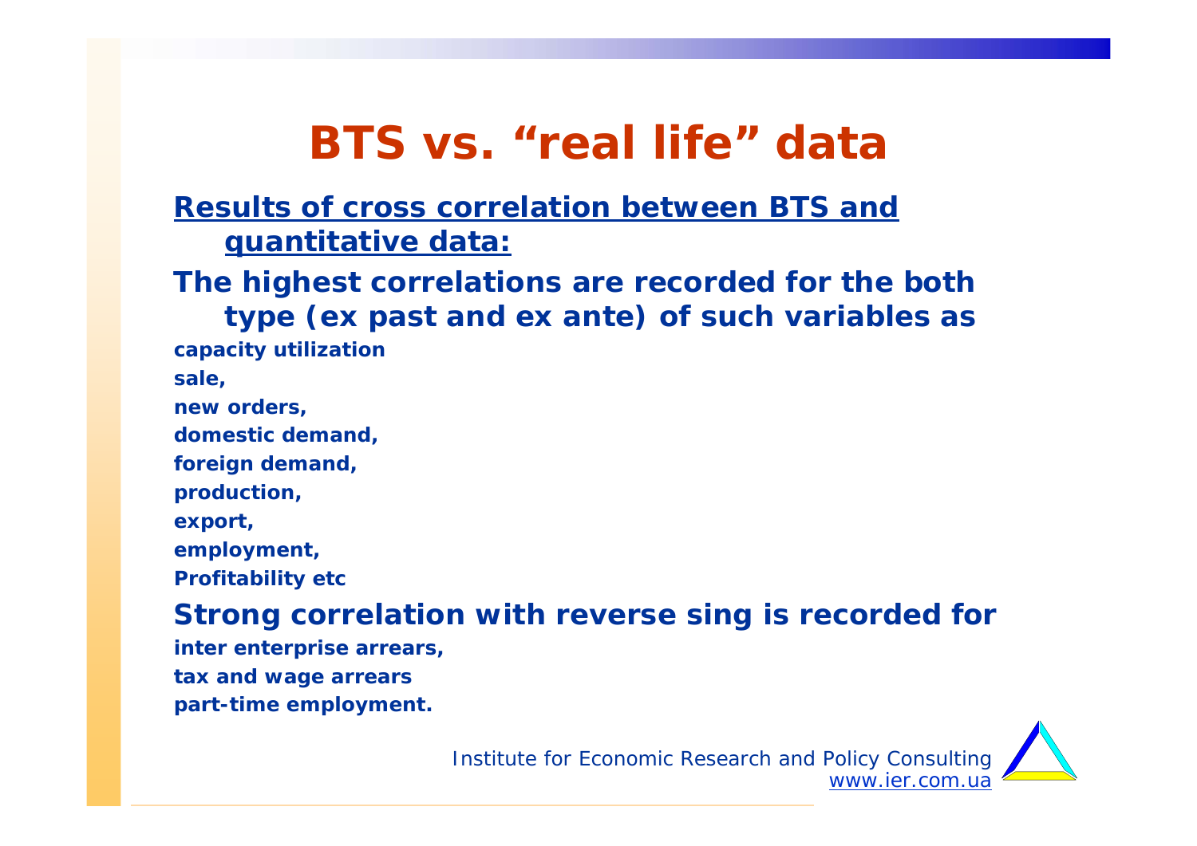# BTS vs. "real life" data

**Results of cross correlation between BTS and quantitative data:**

**The highest correlations are recorded for the both type (ex past and ex ante) of such variables as**

**capacity utilization**

**sale,**

**new orders,**

**domestic demand,**

**foreign demand,**

**production,**

**export,**

**employment,**

**Profitability etc**

**Strong correlation with reverse sing is recorded for**

**inter enterprise arrears,**

**tax and wage arrears**

**part-time employment.**

*Institute for Economic Research and Policy Consulting*
www.ier.com.ua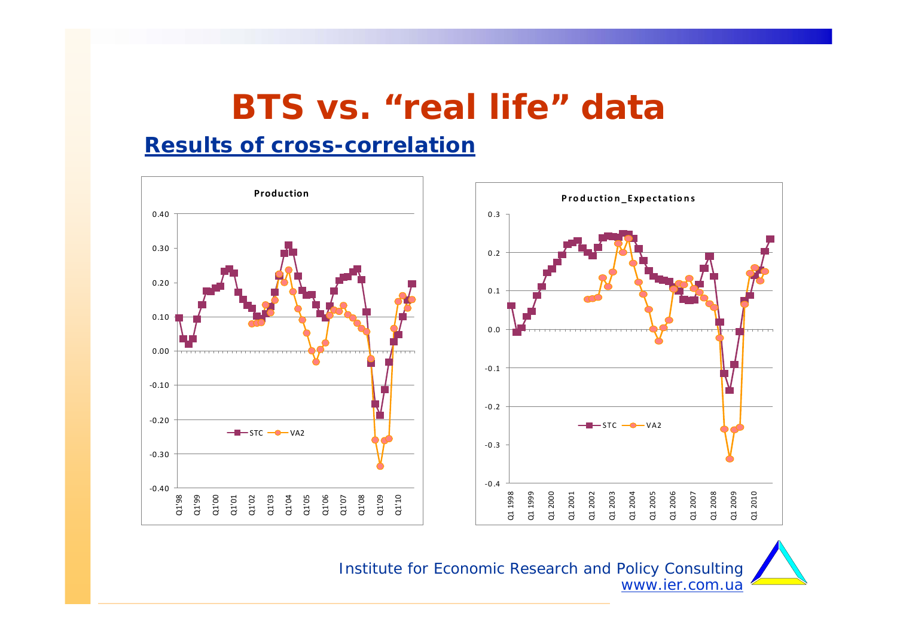# BTS vs. "real life" data

## Results of cross-correlation

**Production**

**Production_Expectations**

STC — VA2

Institute for Economic Research and Policy Consulting
www.ier.com.ua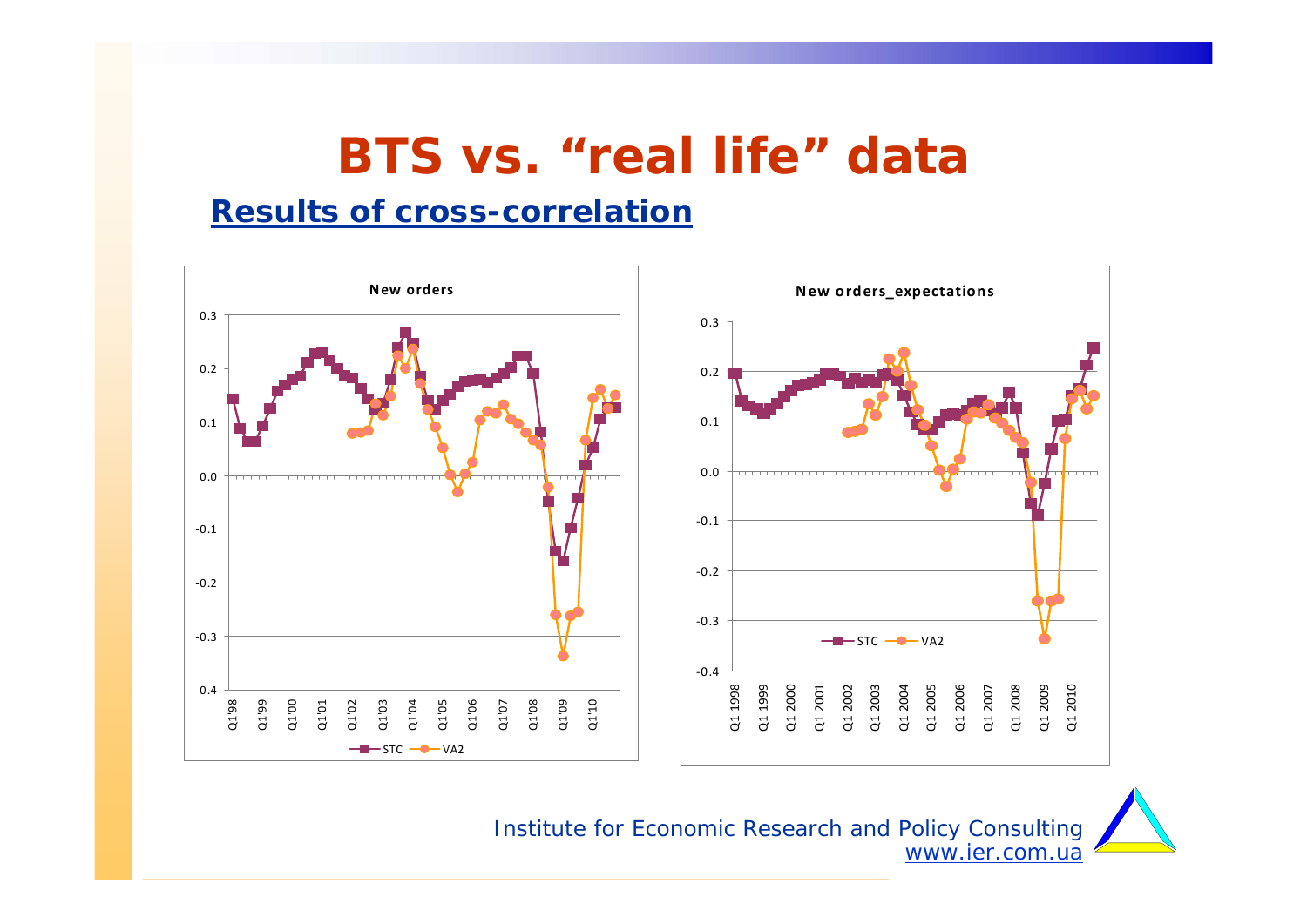# BTS vs. "real life" data

## Results of cross-correlation

**New orders**

**New orders_expectations**

Institute for Economic Research and Policy Consulting
www.ier.com.ua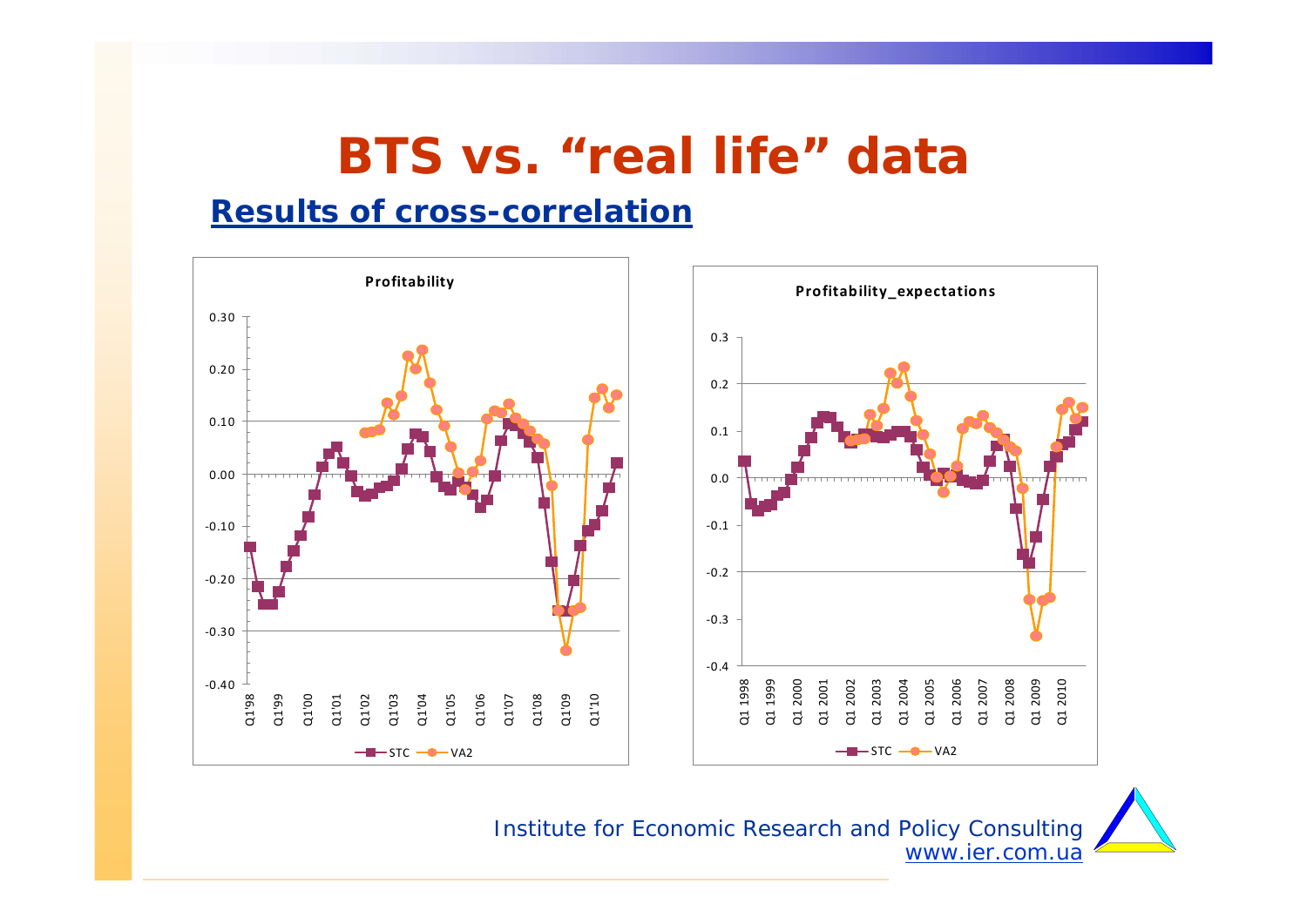# BTS vs. "real life" data

## Results of cross-correlation

**Profitability**

**Profitability_expectations**

STC — VA2

Institute for Economic Research and Policy Consulting
www.ier.com.ua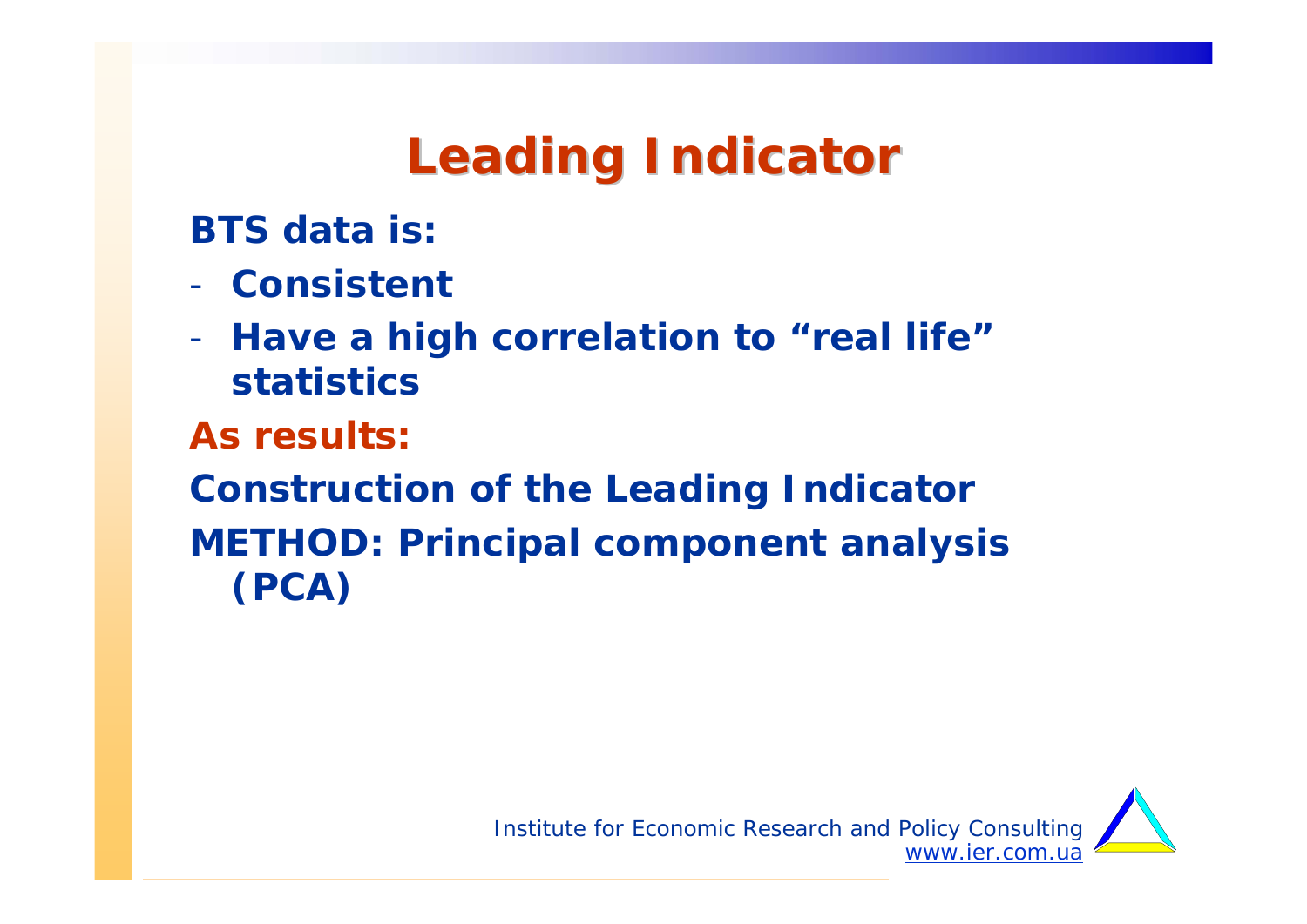# Leading Indicator

**BTS data is:**

- **Consistent**
- **Have a high correlation to "real life" statistics**

**As results:**

**Construction of the Leading Indicator**

**METHOD: Principal component analysis (PCA)**

*Institute for Economic Research and Policy Consulting*
www.ier.com.ua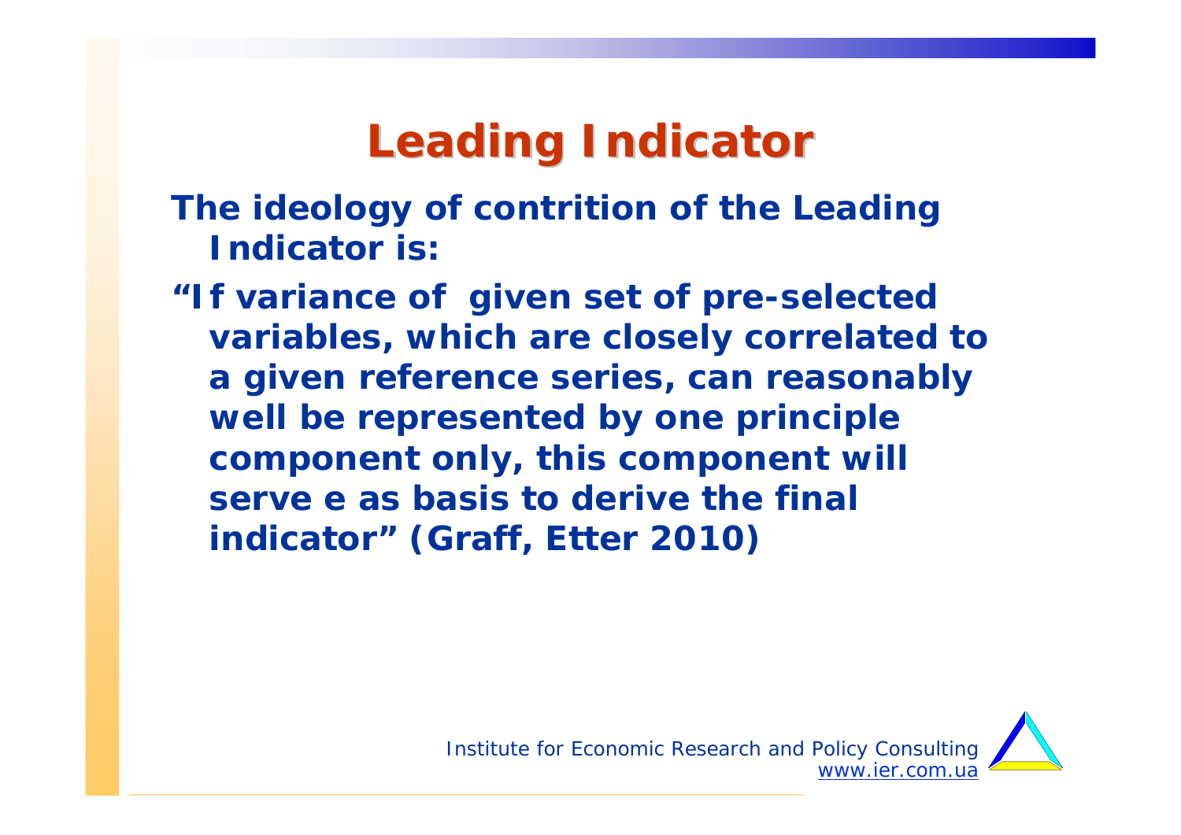# Leading Indicator

**The ideology of contrition of the Leading Indicator is:**

**"If variance of given set of pre-selected variables, which are closely correlated to a given reference series, can reasonably well be represented by one principle component only, this component will serve e as basis to derive the final indicator" (Graff, Etter 2010)**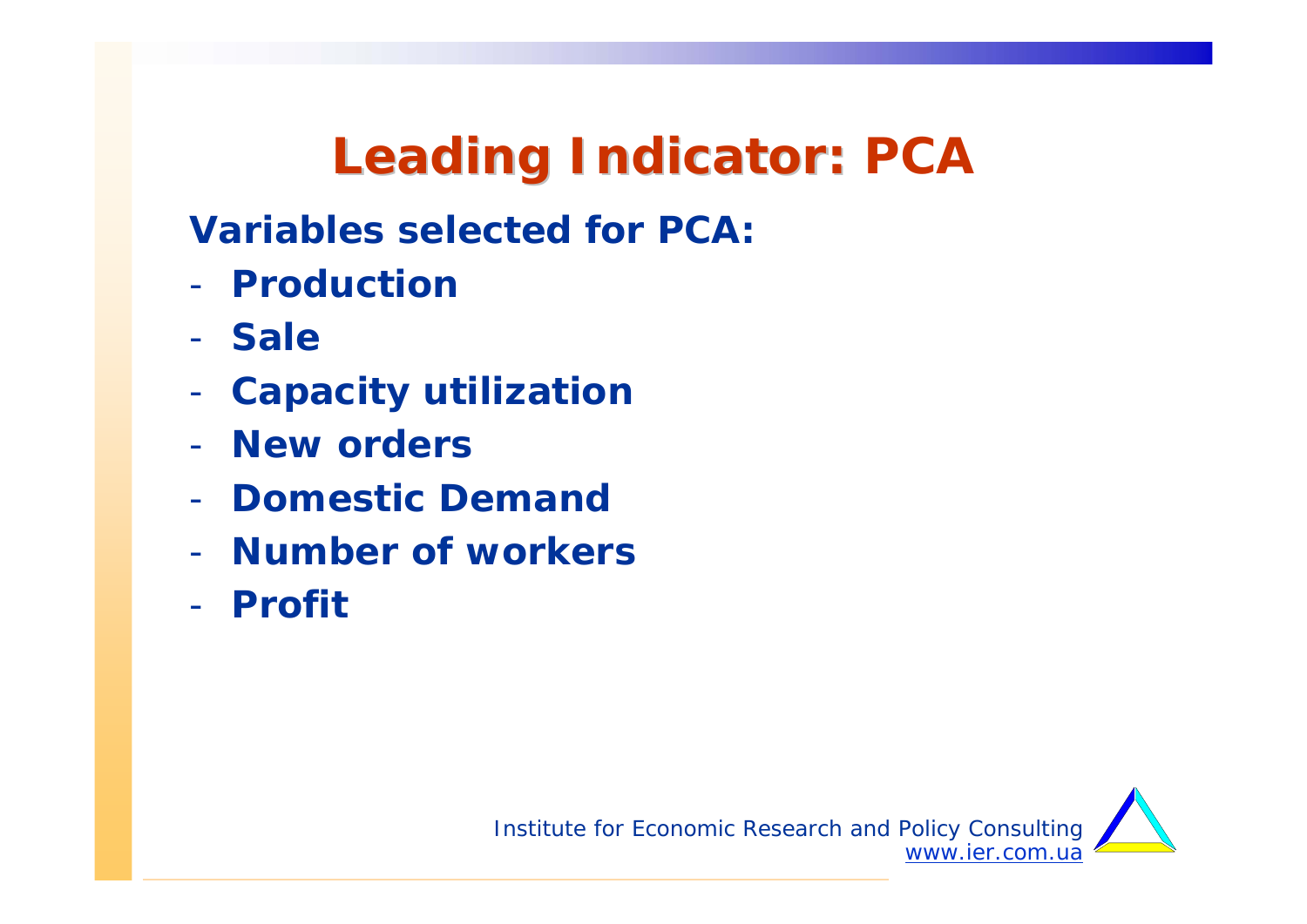# Leading Indicator: PCA

**Variables selected for PCA:**

- **Production**
- **Sale**
- **Capacity utilization**
- **New orders**
- **Domestic Demand**
- **Number of workers**
- **Profit**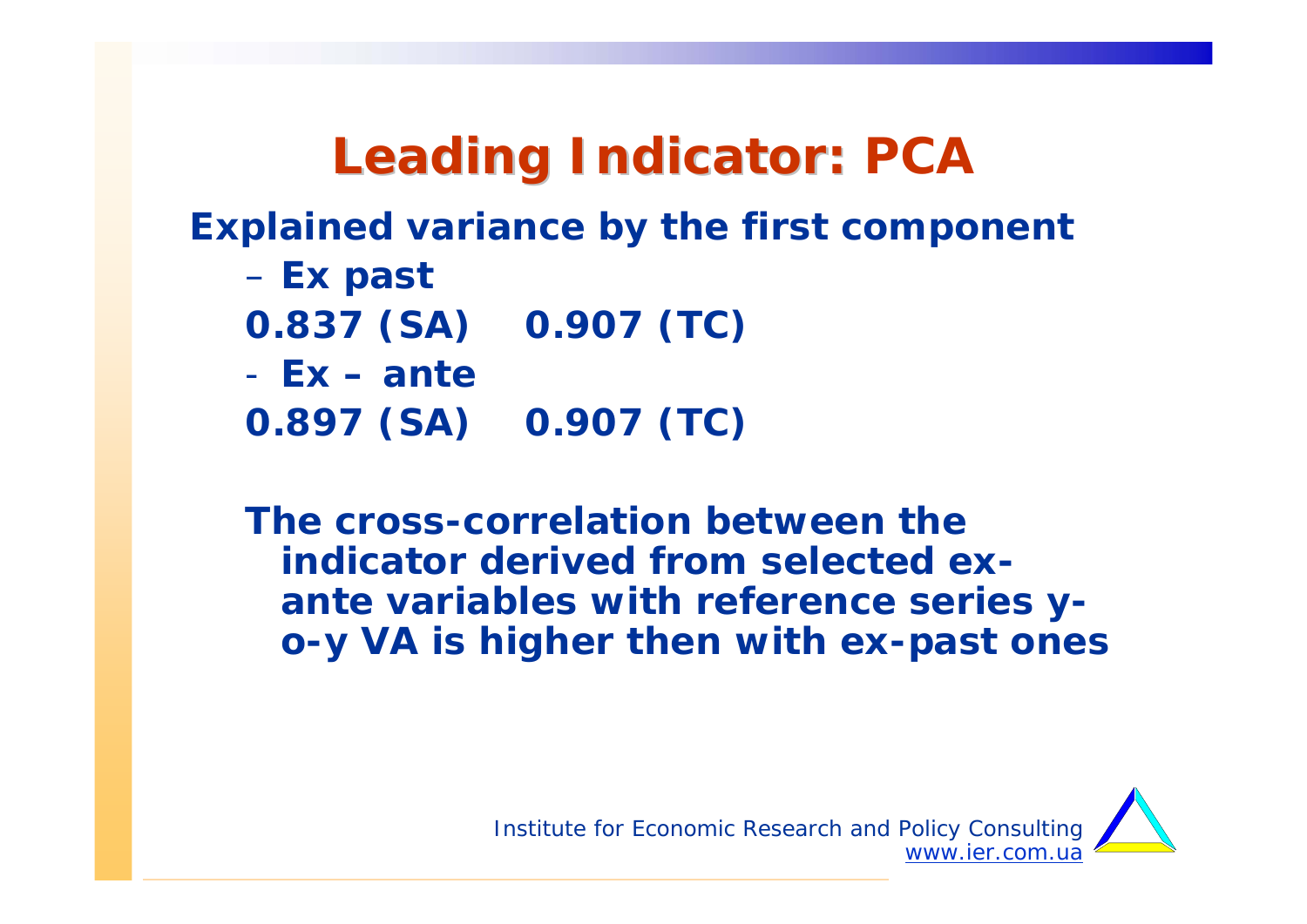# Leading Indicator: PCA

**Explained variance by the first component**

– **Ex past**

**0.837 (SA)    0.907 (TC)**

- **Ex – ante**

**0.897 (SA)    0.907 (TC)**

**The cross-correlation between the indicator derived from selected ex-ante variables with reference series y-o-y VA is higher then with ex-past ones**

*Institute for Economic Research and Policy Consulting*
*www.ier.com.ua*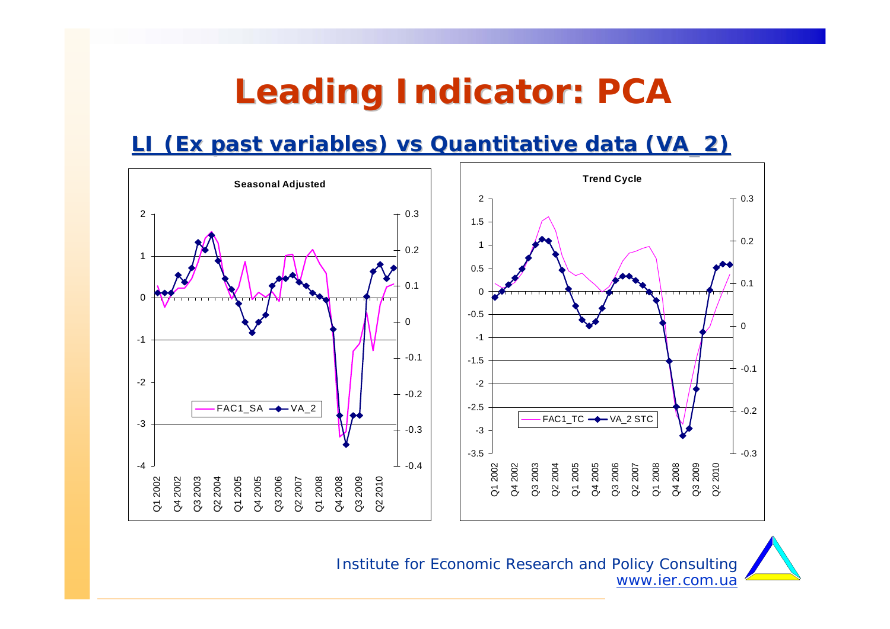# Leading Indicator: PCA

## LI (Ex past variables) vs Quantitative data (VA_2)

**Seasonal Adjusted**

FAC1_SA — VA_2

**Trend Cycle**

FAC1_TC — VA_2 STC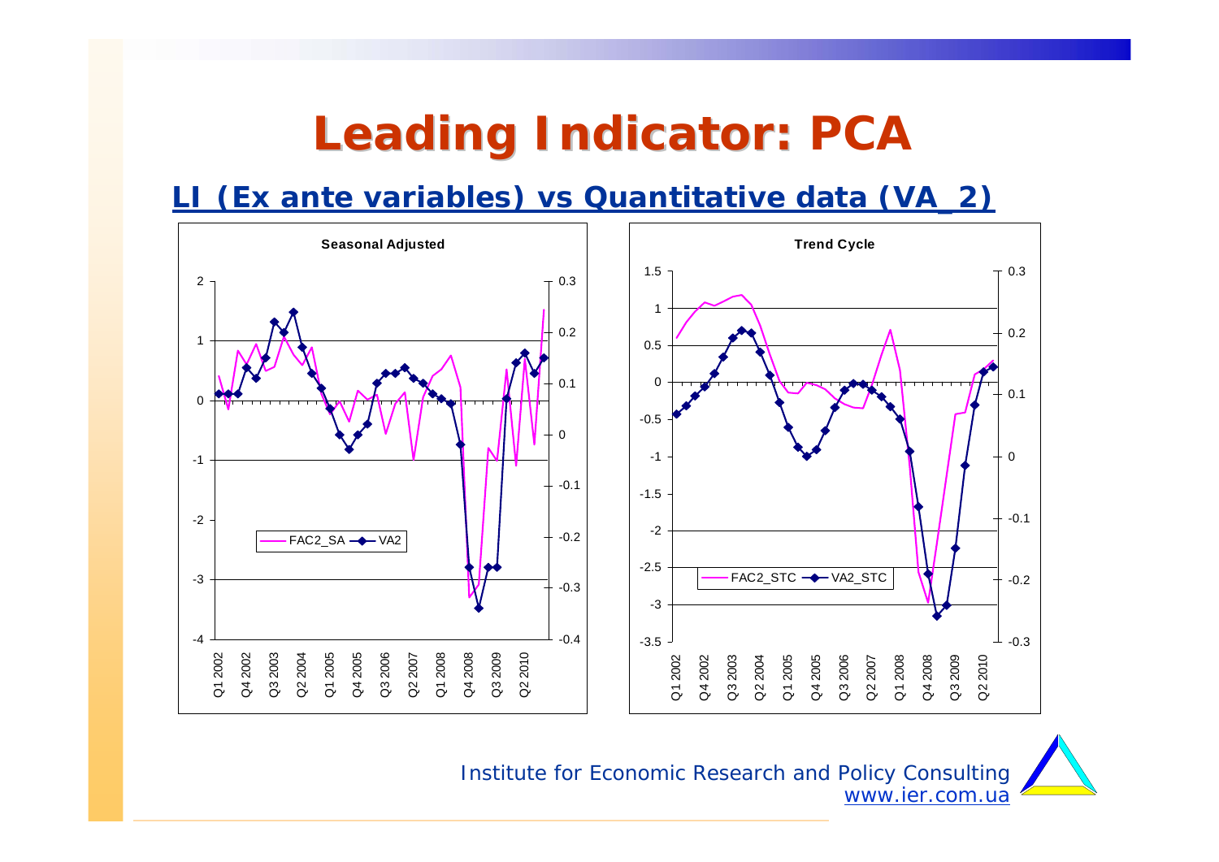# Leading Indicator: PCA

## LI (Ex ante variables) vs Quantitative data (VA_2)

**Seasonal Adjusted**

FAC2_SA — VA2

**Trend Cycle**

FAC2_STC — VA2_STC

Institute for Economic Research and Policy Consulting
www.ier.com.ua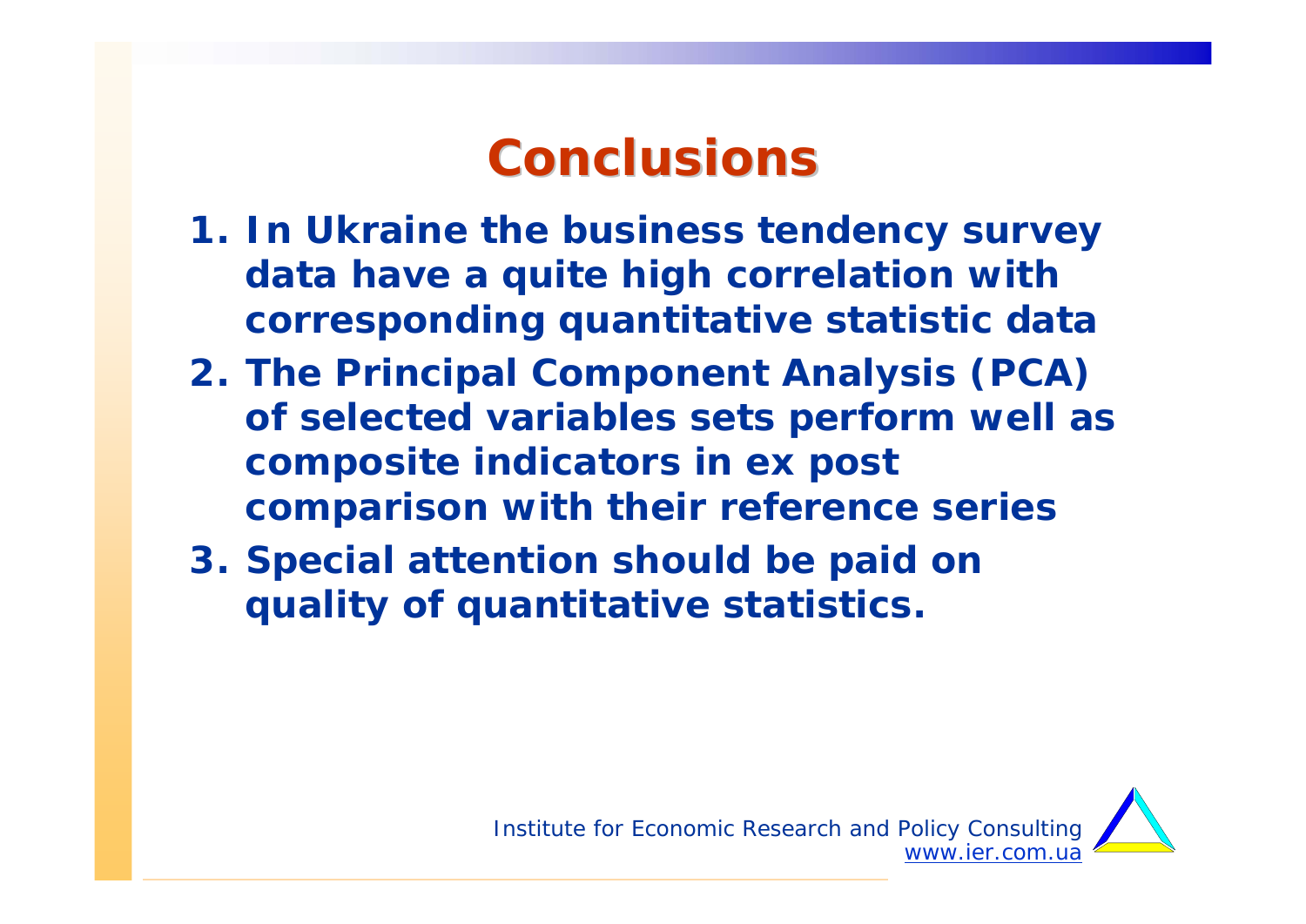# Conclusions

1. In Ukraine the business tendency survey data have a quite high correlation with corresponding quantitative statistic data
2. The Principal Component Analysis (PCA) of selected variables sets perform well as composite indicators in ex post comparison with their reference series
3. Special attention should be paid on quality of quantitative statistics.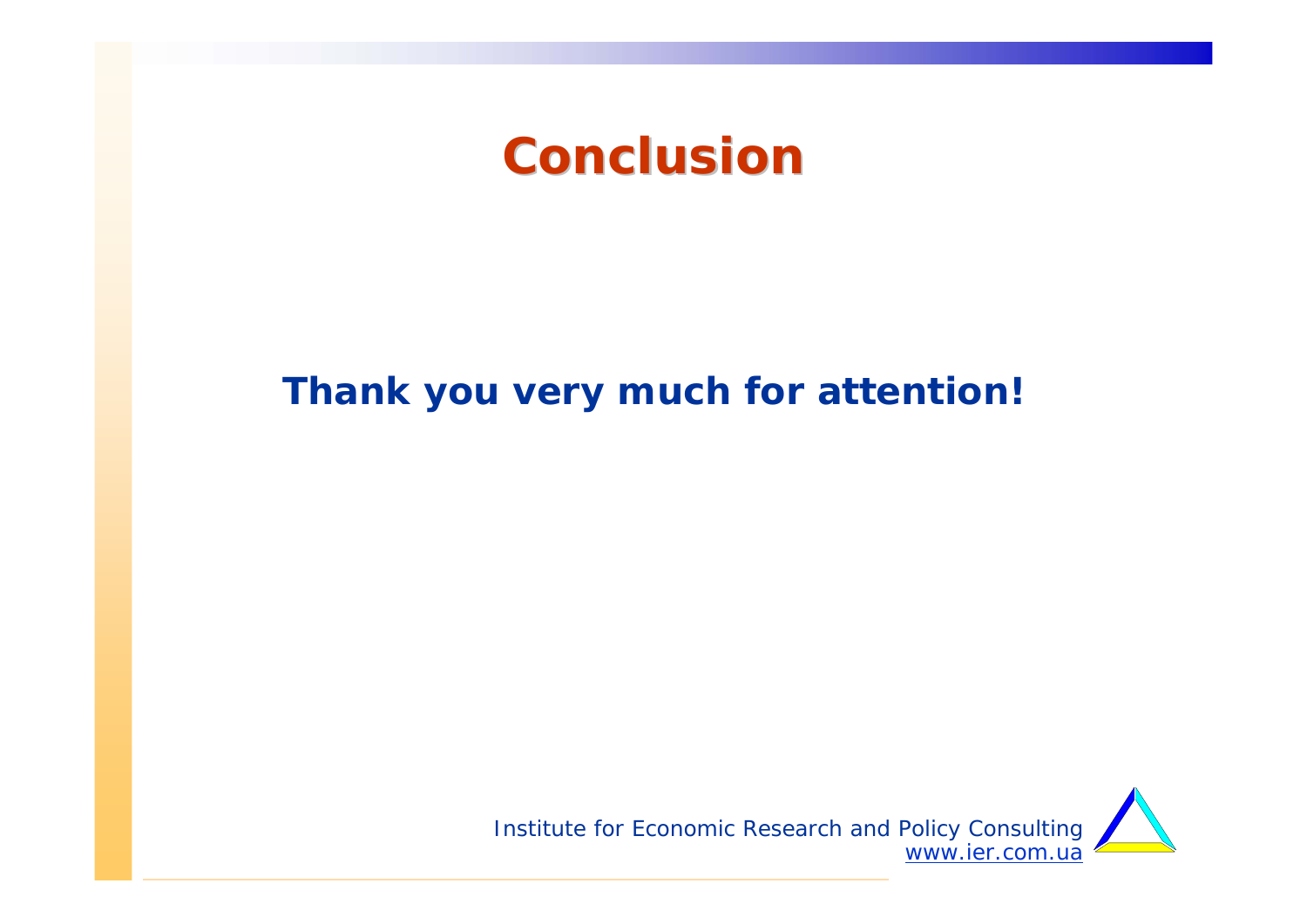# Conclusion

**Thank you very much for attention!**

*Institute for Economic Research and Policy Consulting*
*www.ier.com.ua*